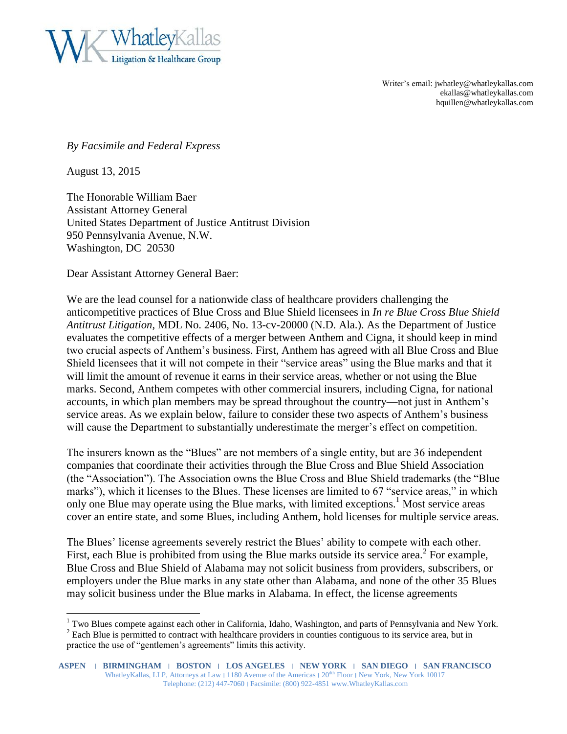Writer's email: jwhatley@whatleykallas.com
ekallas@whatleykallas.com
hquillen@whatleykallas.com

*By Facsimile and Federal Express*

August 13, 2015

The Honorable William Baer
Assistant Attorney General
United States Department of Justice Antitrust Division
950 Pennsylvania Avenue, N.W.
Washington, DC 20530

Dear Assistant Attorney General Baer:

We are the lead counsel for a nationwide class of healthcare providers challenging the anticompetitive practices of Blue Cross and Blue Shield licensees in *In re Blue Cross Blue Shield Antitrust Litigation*, MDL No. 2406, No. 13-cv-20000 (N.D. Ala.). As the Department of Justice evaluates the competitive effects of a merger between Anthem and Cigna, it should keep in mind two crucial aspects of Anthem's business. First, Anthem has agreed with all Blue Cross and Blue Shield licensees that it will not compete in their "service areas" using the Blue marks and that it will limit the amount of revenue it earns in their service areas, whether or not using the Blue marks. Second, Anthem competes with other commercial insurers, including Cigna, for national accounts, in which plan members may be spread throughout the country—not just in Anthem's service areas. As we explain below, failure to consider these two aspects of Anthem's business will cause the Department to substantially underestimate the merger's effect on competition.

The insurers known as the "Blues" are not members of a single entity, but are 36 independent companies that coordinate their activities through the Blue Cross and Blue Shield Association (the "Association"). The Association owns the Blue Cross and Blue Shield trademarks (the "Blue marks"), which it licenses to the Blues. These licenses are limited to 67 "service areas," in which only one Blue may operate using the Blue marks, with limited exceptions.[1] Most service areas cover an entire state, and some Blues, including Anthem, hold licenses for multiple service areas.

The Blues' license agreements severely restrict the Blues' ability to compete with each other. First, each Blue is prohibited from using the Blue marks outside its service area.[2] For example, Blue Cross and Blue Shield of Alabama may not solicit business from providers, subscribers, or employers under the Blue marks in any state other than Alabama, and none of the other 35 Blues may solicit business under the Blue marks in Alabama. In effect, the license agreements

[1] Two Blues compete against each other in California, Idaho, Washington, and parts of Pennsylvania and New York.

[2] Each Blue is permitted to contract with healthcare providers in counties contiguous to its service area, but in practice the use of "gentlemen's agreements" limits this activity.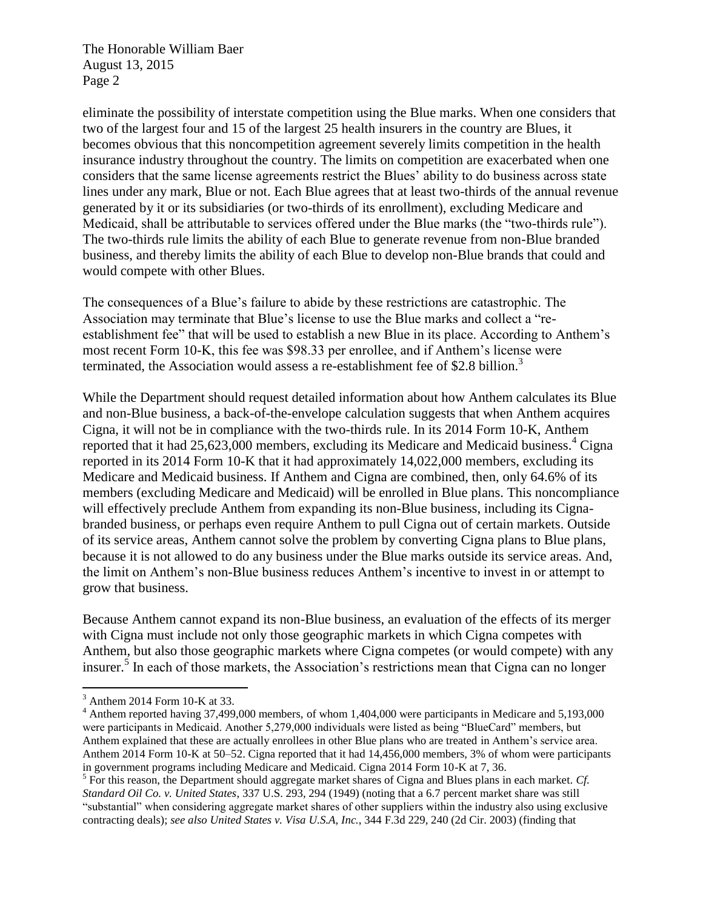eliminate the possibility of interstate competition using the Blue marks. When one considers that two of the largest four and 15 of the largest 25 health insurers in the country are Blues, it becomes obvious that this noncompetition agreement severely limits competition in the health insurance industry throughout the country. The limits on competition are exacerbated when one considers that the same license agreements restrict the Blues' ability to do business across state lines under any mark, Blue or not. Each Blue agrees that at least two-thirds of the annual revenue generated by it or its subsidiaries (or two-thirds of its enrollment), excluding Medicare and Medicaid, shall be attributable to services offered under the Blue marks (the "two-thirds rule"). The two-thirds rule limits the ability of each Blue to generate revenue from non-Blue branded business, and thereby limits the ability of each Blue to develop non-Blue brands that could and would compete with other Blues.

The consequences of a Blue's failure to abide by these restrictions are catastrophic. The Association may terminate that Blue's license to use the Blue marks and collect a "re-establishment fee" that will be used to establish a new Blue in its place. According to Anthem's most recent Form 10-K, this fee was $98.33 per enrollee, and if Anthem's license were terminated, the Association would assess a re-establishment fee of $2.8 billion.[3]

While the Department should request detailed information about how Anthem calculates its Blue and non-Blue business, a back-of-the-envelope calculation suggests that when Anthem acquires Cigna, it will not be in compliance with the two-thirds rule. In its 2014 Form 10-K, Anthem reported that it had 25,623,000 members, excluding its Medicare and Medicaid business.[4] Cigna reported in its 2014 Form 10-K that it had approximately 14,022,000 members, excluding its Medicare and Medicaid business. If Anthem and Cigna are combined, then, only 64.6% of its members (excluding Medicare and Medicaid) will be enrolled in Blue plans. This noncompliance will effectively preclude Anthem from expanding its non-Blue business, including its Cigna-branded business, or perhaps even require Anthem to pull Cigna out of certain markets. Outside of its service areas, Anthem cannot solve the problem by converting Cigna plans to Blue plans, because it is not allowed to do any business under the Blue marks outside its service areas. And, the limit on Anthem's non-Blue business reduces Anthem's incentive to invest in or attempt to grow that business.

Because Anthem cannot expand its non-Blue business, an evaluation of the effects of its merger with Cigna must include not only those geographic markets in which Cigna competes with Anthem, but also those geographic markets where Cigna competes (or would compete) with any insurer.[5] In each of those markets, the Association's restrictions mean that Cigna can no longer

---

[3] Anthem 2014 Form 10-K at 33.

[4] Anthem reported having 37,499,000 members, of whom 1,404,000 were participants in Medicare and 5,193,000 were participants in Medicaid. Another 5,279,000 individuals were listed as being "BlueCard" members, but Anthem explained that these are actually enrollees in other Blue plans who are treated in Anthem's service area. Anthem 2014 Form 10-K at 50–52. Cigna reported that it had 14,456,000 members, 3% of whom were participants in government programs including Medicare and Medicaid. Cigna 2014 Form 10-K at 7, 36.

[5] For this reason, the Department should aggregate market shares of Cigna and Blues plans in each market. *Cf. Standard Oil Co. v. United States*, 337 U.S. 293, 294 (1949) (noting that a 6.7 percent market share was still "substantial" when considering aggregate market shares of other suppliers within the industry also using exclusive contracting deals); *see also United States v. Visa U.S.A, Inc.*, 344 F.3d 229, 240 (2d Cir. 2003) (finding that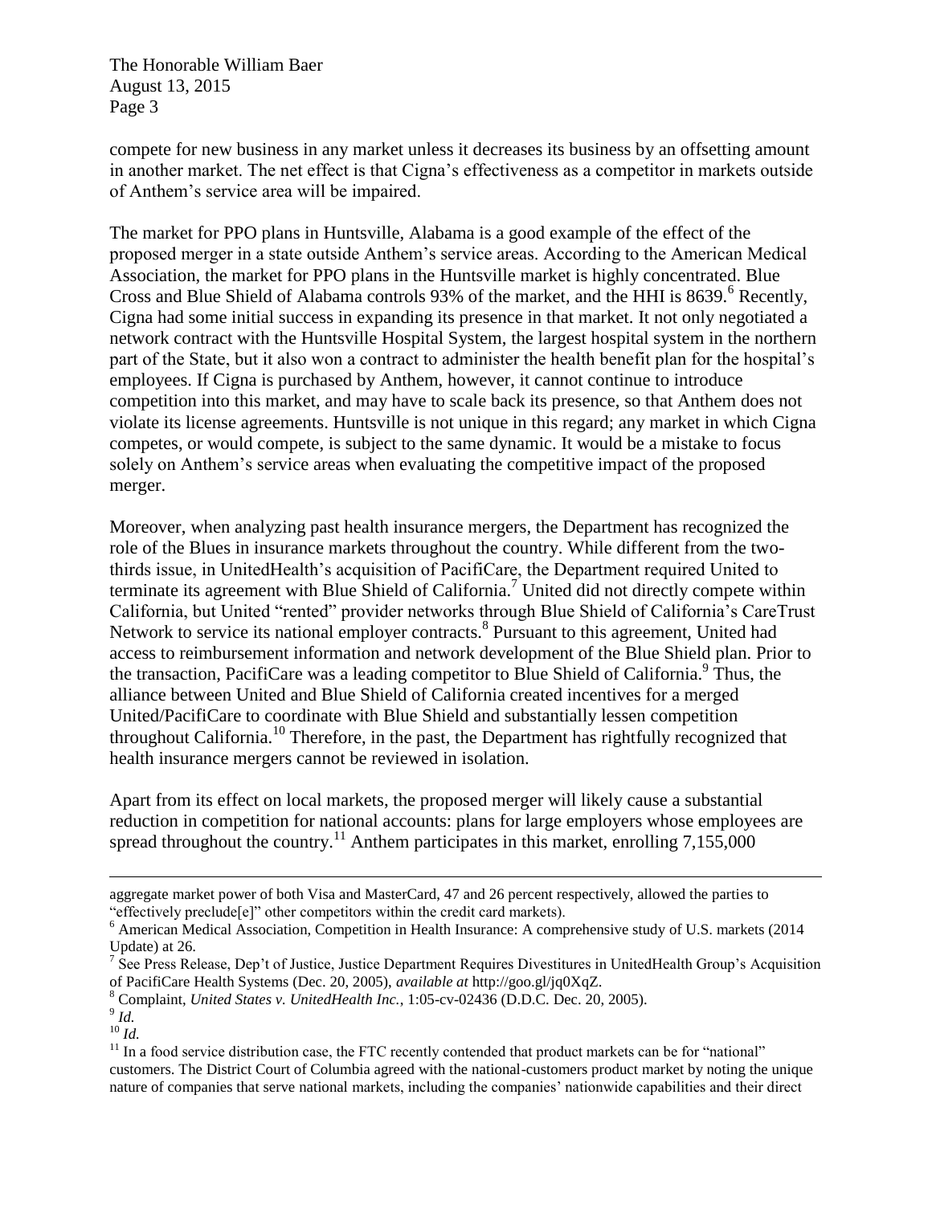compete for new business in any market unless it decreases its business by an offsetting amount in another market. The net effect is that Cigna's effectiveness as a competitor in markets outside of Anthem's service area will be impaired.

The market for PPO plans in Huntsville, Alabama is a good example of the effect of the proposed merger in a state outside Anthem's service areas. According to the American Medical Association, the market for PPO plans in the Huntsville market is highly concentrated. Blue Cross and Blue Shield of Alabama controls 93% of the market, and the HHI is 8639.[6] Recently, Cigna had some initial success in expanding its presence in that market. It not only negotiated a network contract with the Huntsville Hospital System, the largest hospital system in the northern part of the State, but it also won a contract to administer the health benefit plan for the hospital's employees. If Cigna is purchased by Anthem, however, it cannot continue to introduce competition into this market, and may have to scale back its presence, so that Anthem does not violate its license agreements. Huntsville is not unique in this regard; any market in which Cigna competes, or would compete, is subject to the same dynamic. It would be a mistake to focus solely on Anthem's service areas when evaluating the competitive impact of the proposed merger.

Moreover, when analyzing past health insurance mergers, the Department has recognized the role of the Blues in insurance markets throughout the country. While different from the two-thirds issue, in UnitedHealth's acquisition of PacifiCare, the Department required United to terminate its agreement with Blue Shield of California.[7] United did not directly compete within California, but United "rented" provider networks through Blue Shield of California's CareTrust Network to service its national employer contracts.[8] Pursuant to this agreement, United had access to reimbursement information and network development of the Blue Shield plan. Prior to the transaction, PacifiCare was a leading competitor to Blue Shield of California.[9] Thus, the alliance between United and Blue Shield of California created incentives for a merged United/PacifiCare to coordinate with Blue Shield and substantially lessen competition throughout California.[10] Therefore, in the past, the Department has rightfully recognized that health insurance mergers cannot be reviewed in isolation.

Apart from its effect on local markets, the proposed merger will likely cause a substantial reduction in competition for national accounts: plans for large employers whose employees are spread throughout the country.[11] Anthem participates in this market, enrolling 7,155,000

---

aggregate market power of both Visa and MasterCard, 47 and 26 percent respectively, allowed the parties to "effectively preclude[e]" other competitors within the credit card markets).

[6] American Medical Association, Competition in Health Insurance: A comprehensive study of U.S. markets (2014 Update) at 26.

[7] See Press Release, Dep't of Justice, Justice Department Requires Divestitures in UnitedHealth Group's Acquisition of PacifiCare Health Systems (Dec. 20, 2005), *available at* http://goo.gl/jq0XqZ.

[8] Complaint, *United States v. UnitedHealth Inc.*, 1:05-cv-02436 (D.D.C. Dec. 20, 2005).

[9] *Id.*

[10] *Id.*

[11] In a food service distribution case, the FTC recently contended that product markets can be for "national" customers. The District Court of Columbia agreed with the national-customers product market by noting the unique nature of companies that serve national markets, including the companies' nationwide capabilities and their direct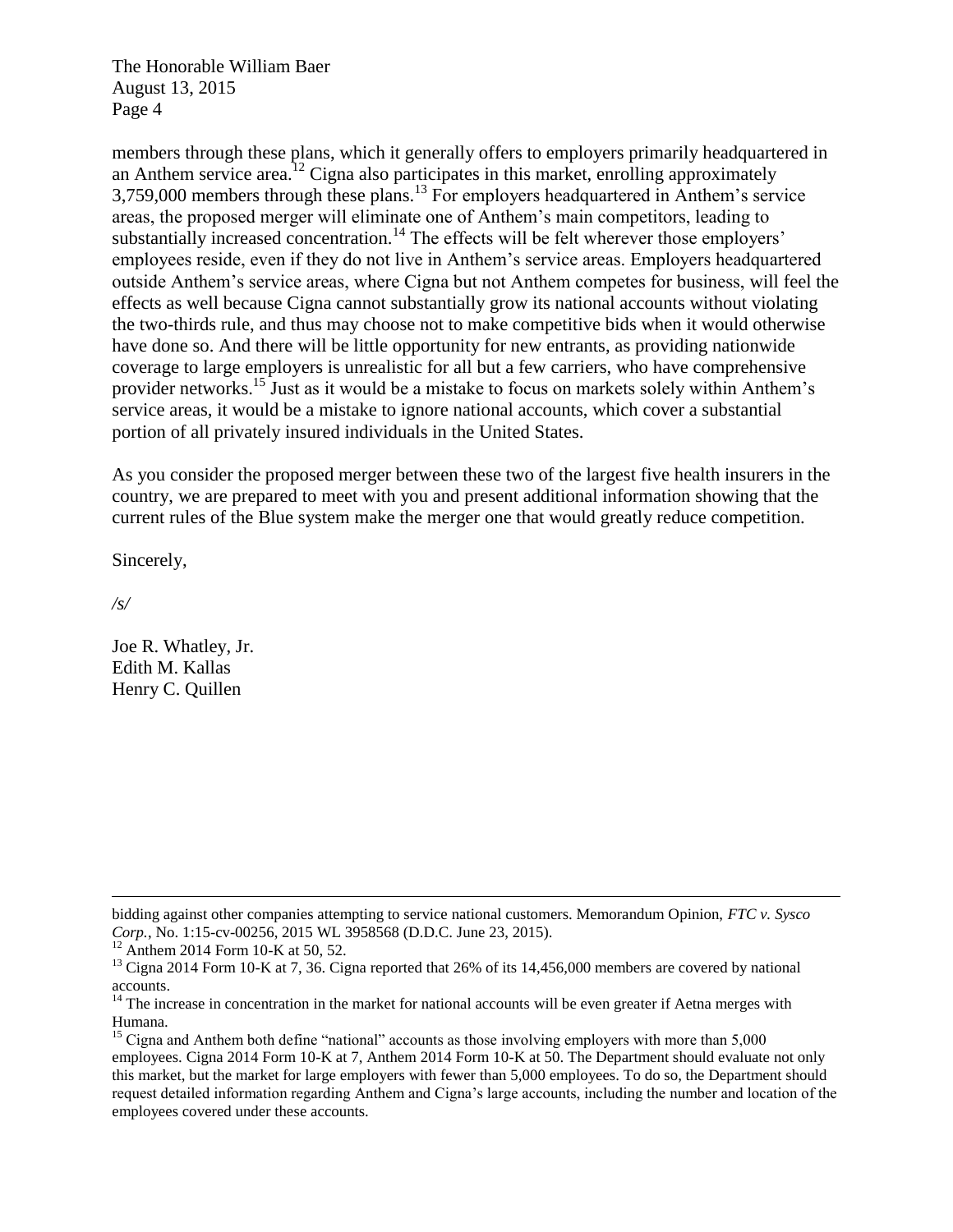The Honorable William Baer
August 13, 2015
Page 4

members through these plans, which it generally offers to employers primarily headquartered in an Anthem service area.[12] Cigna also participates in this market, enrolling approximately 3,759,000 members through these plans.[13] For employers headquartered in Anthem's service areas, the proposed merger will eliminate one of Anthem's main competitors, leading to substantially increased concentration.[14] The effects will be felt wherever those employers' employees reside, even if they do not live in Anthem's service areas. Employers headquartered outside Anthem's service areas, where Cigna but not Anthem competes for business, will feel the effects as well because Cigna cannot substantially grow its national accounts without violating the two-thirds rule, and thus may choose not to make competitive bids when it would otherwise have done so. And there will be little opportunity for new entrants, as providing nationwide coverage to large employers is unrealistic for all but a few carriers, who have comprehensive provider networks.[15] Just as it would be a mistake to focus on markets solely within Anthem's service areas, it would be a mistake to ignore national accounts, which cover a substantial portion of all privately insured individuals in the United States.

As you consider the proposed merger between these two of the largest five health insurers in the country, we are prepared to meet with you and present additional information showing that the current rules of the Blue system make the merger one that would greatly reduce competition.

Sincerely,

*/s/*

Joe R. Whatley, Jr.
Edith M. Kallas
Henry C. Quillen

---

bidding against other companies attempting to service national customers. Memorandum Opinion, *FTC v. Sysco Corp.*, No. 1:15-cv-00256, 2015 WL 3958568 (D.D.C. June 23, 2015).

[12] Anthem 2014 Form 10-K at 50, 52.

[13] Cigna 2014 Form 10-K at 7, 36. Cigna reported that 26% of its 14,456,000 members are covered by national accounts.

[14] The increase in concentration in the market for national accounts will be even greater if Aetna merges with Humana.

[15] Cigna and Anthem both define "national" accounts as those involving employers with more than 5,000 employees. Cigna 2014 Form 10-K at 7, Anthem 2014 Form 10-K at 50. The Department should evaluate not only this market, but the market for large employers with fewer than 5,000 employees. To do so, the Department should request detailed information regarding Anthem and Cigna's large accounts, including the number and location of the employees covered under these accounts.